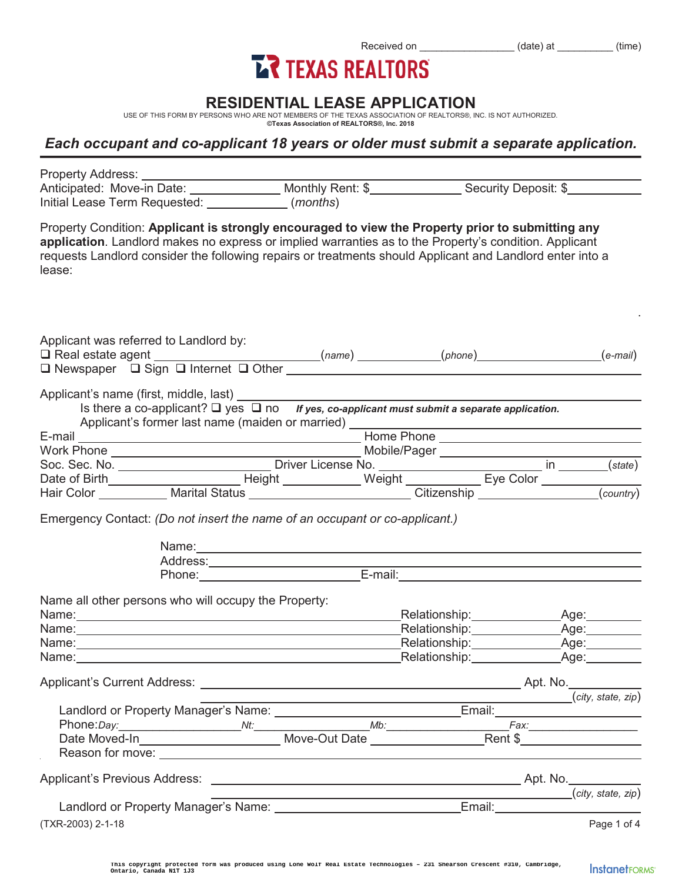Received on ________________ (date) at __________ (time)

TEXAS REALTORS

# RESIDENTIAL LEASE APPLICATION

USE OF THIS FORM BY PERSONS WHO ARE NOT MEMBERS OF THE TEXAS ASSOCIATION OF REALTORS®, INC. IS NOT AUTHORIZED.
**©Texas Association of REALTORS®, Inc. 2018**

***Each occupant and co-applicant 18 years or older must submit a separate application.***

Property Address: ______________________________________________

Anticipated: Move-in Date: ____________ Monthly Rent: $____________ Security Deposit: $____________

Initial Lease Term Requested: ____________ (*months*)

Property Condition: **Applicant is strongly encouraged to view the Property prior to submitting any application**. Landlord makes no express or implied warranties as to the Property's condition. Applicant requests Landlord consider the following repairs or treatments should Applicant and Landlord enter into a lease:

.

Applicant was referred to Landlord by:

❑ Real estate agent ______________________(*name*) ____________(*phone*)________________(*e-mail*)

❑ Newspaper ❑ Sign ❑ Internet ❑ Other ______________________________________________

Applicant's name (first, middle, last) ______________________________________________

Is there a co-applicant? ❑ yes ❑ no ***If yes, co-applicant must submit a separate application.***

Applicant's former last name (maiden or married) ______________________________________________

E-mail ______________________________ Home Phone ______________________________

Work Phone ______________________________ Mobile/Pager ______________________________

Soc. Sec. No. ______________ Driver License No. ______________ in ________(*state*)

Date of Birth______________ Height __________ Weight __________ Eye Color __________

Hair Color __________ Marital Status ______________ Citizenship ______________(*country*)

Emergency Contact: *(Do not insert the name of an occupant or co-applicant.)*

Name:______________________________________________

Address:______________________________________________

Phone:______________________ E-mail:______________________

Name all other persons who will occupy the Property:

Name:______________________________ Relationship:______________ Age:________

Name:______________________________ Relationship:______________ Age:________

Name:______________________________ Relationship:______________ Age:________

Name:______________________________ Relationship:______________ Age:________

Applicant's Current Address: ______________________________________ Apt. No.________

______________________________________(*city, state, zip*)

Landlord or Property Manager's Name: ______________________ Email:______________________

Phone:*Day:*______________ *Nt:*______________ *Mb:*______________ *Fax:*______________

Date Moved-In______________ Move-Out Date ______________ Rent $______________

Reason for move: ______________________________________________

Applicant's Previous Address: ______________________________________ Apt. No.________

______________________________________(*city, state, zip*)

Landlord or Property Manager's Name: ______________________ Email:______________________

(TXR-2003) 2-1-18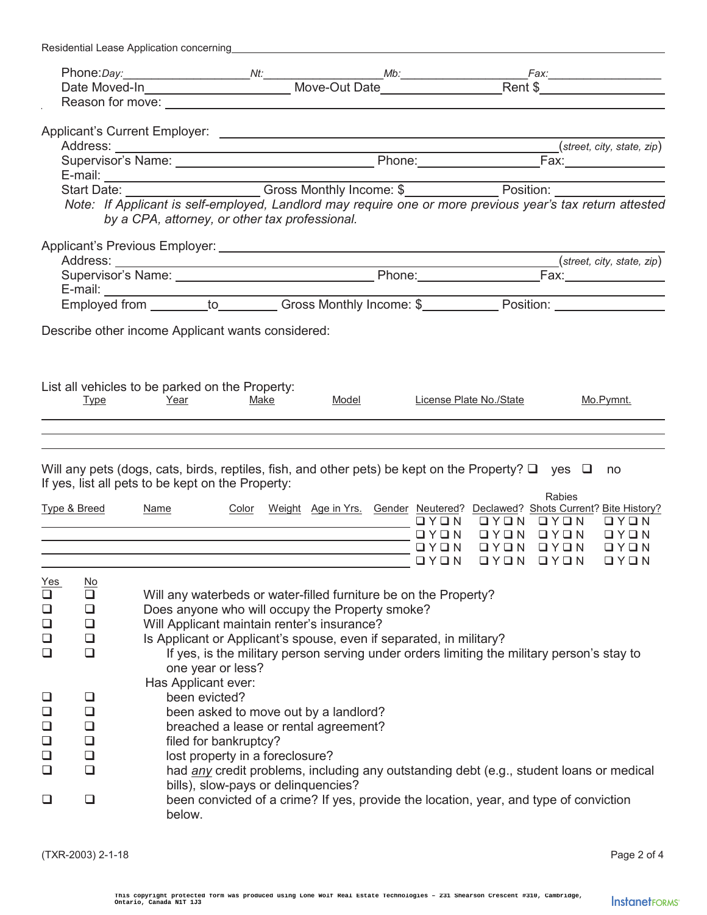Residential Lease Application concerning ______________________________

Phone: *Day:* __________ *Nt:* __________ *Mb:* __________ *Fax:* __________
Date Moved-In __________ Move-Out Date __________ Rent $ __________
Reason for move: ______________________________

Applicant's Current Employer: ______________________________
Address: ______________________________ (*street, city, state, zip*)
Supervisor's Name: __________ Phone: __________ Fax: __________
E-mail: ______________________________
Start Date: __________ Gross Monthly Income: $ __________ Position: __________

*Note: If Applicant is self-employed, Landlord may require one or more previous year's tax return attested by a CPA, attorney, or other tax professional.*

Applicant's Previous Employer: ______________________________
Address: ______________________________ (*street, city, state, zip*)
Supervisor's Name: __________ Phone: __________ Fax: __________
E-mail: ______________________________
Employed from __________ to __________ Gross Monthly Income: $ __________ Position: __________

Describe other income Applicant wants considered:

List all vehicles to be parked on the Property:

| Type | Year | Make | Model | License Plate No./State | Mo.Pymnt. |
|---|---|---|---|---|---|
| | | | | | |
| | | | | | |
| | | | | | |

Will any pets (dogs, cats, birds, reptiles, fish, and other pets) be kept on the Property? ❑ yes ❑ no
If yes, list all pets to be kept on the Property:

| Type & Breed | Name | Color | Weight | Age in Yrs. | Gender | Neutered? | Declawed? | Rabies Shots Current? | Bite History? |
|---|---|---|---|---|---|---|---|---|---|
| | | | | | | ❑ Y ❑ N | ❑ Y ❑ N | ❑ Y ❑ N | ❑ Y ❑ N |
| | | | | | | ❑ Y ❑ N | ❑ Y ❑ N | ❑ Y ❑ N | ❑ Y ❑ N |
| | | | | | | ❑ Y ❑ N | ❑ Y ❑ N | ❑ Y ❑ N | ❑ Y ❑ N |
| | | | | | | ❑ Y ❑ N | ❑ Y ❑ N | ❑ Y ❑ N | ❑ Y ❑ N |

| Yes | No | |
|---|---|---|
| ❑ | ❑ | Will any waterbeds or water-filled furniture be on the Property? |
| ❑ | ❑ | Does anyone who will occupy the Property smoke? |
| ❑ | ❑ | Will Applicant maintain renter's insurance? |
| ❑ | ❑ | Is Applicant or Applicant's spouse, even if separated, in military? |
| ❑ | ❑ | If yes, is the military person serving under orders limiting the military person's stay to one year or less? |
| | | Has Applicant ever: |
| ❑ | ❑ | been evicted? |
| ❑ | ❑ | been asked to move out by a landlord? |
| ❑ | ❑ | breached a lease or rental agreement? |
| ❑ | ❑ | filed for bankruptcy? |
| ❑ | ❑ | lost property in a foreclosure? |
| ❑ | ❑ | had *any* credit problems, including any outstanding debt (e.g., student loans or medical bills), slow-pays or delinquencies? |
| ❑ | ❑ | been convicted of a crime? If yes, provide the location, year, and type of conviction below. |

(TXR-2003) 2-1-18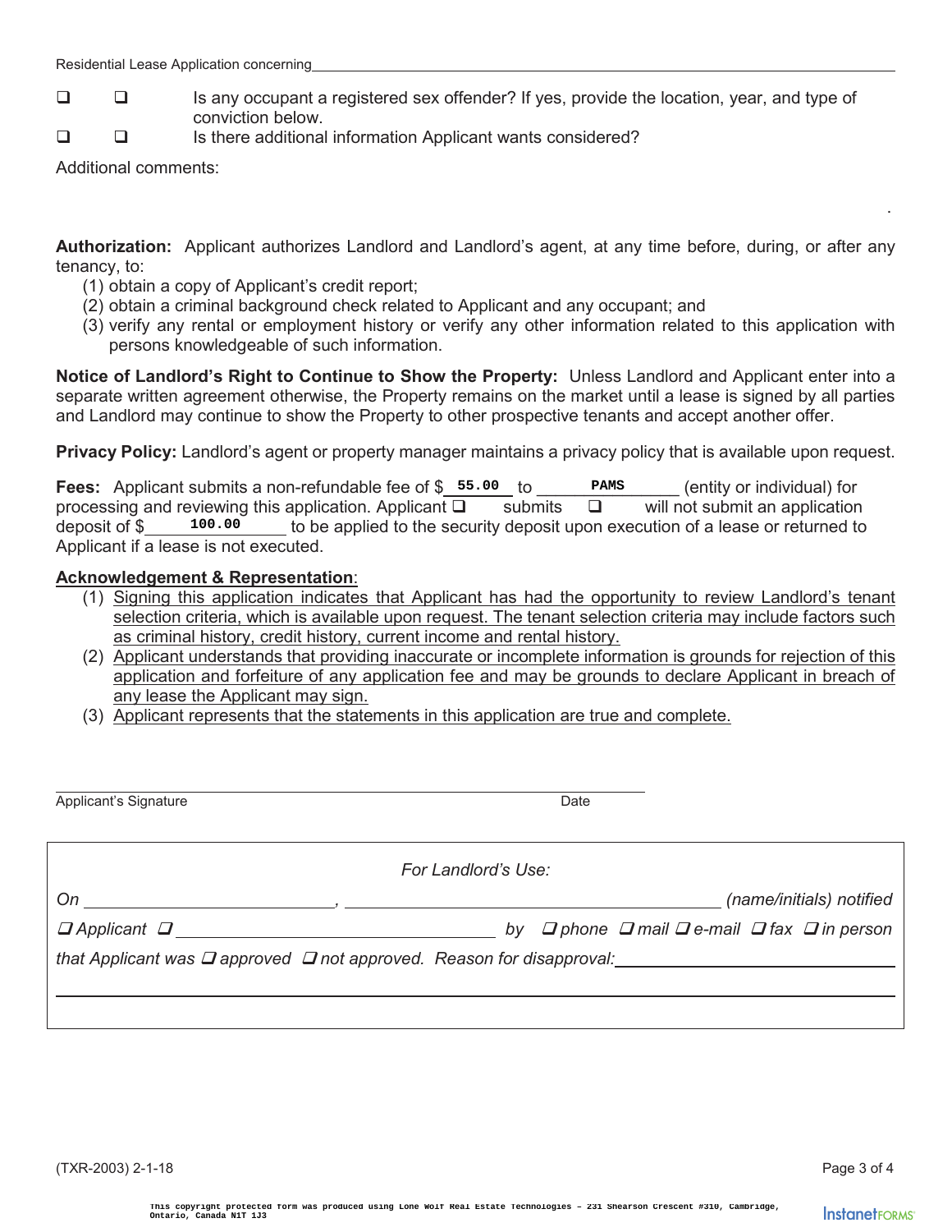Residential Lease Application concerning ___

☐ ☐ Is any occupant a registered sex offender? If yes, provide the location, year, and type of conviction below.

☐ ☐ Is there additional information Applicant wants considered?

Additional comments:

.

**Authorization:** Applicant authorizes Landlord and Landlord's agent, at any time before, during, or after any tenancy, to:

(1) obtain a copy of Applicant's credit report;
(2) obtain a criminal background check related to Applicant and any occupant; and
(3) verify any rental or employment history or verify any other information related to this application with persons knowledgeable of such information.

**Notice of Landlord's Right to Continue to Show the Property:** Unless Landlord and Applicant enter into a separate written agreement otherwise, the Property remains on the market until a lease is signed by all parties and Landlord may continue to show the Property to other prospective tenants and accept another offer.

**Privacy Policy:** Landlord's agent or property manager maintains a privacy policy that is available upon request.

**Fees:** Applicant submits a non-refundable fee of $ 55.00 to PAMS (entity or individual) for processing and reviewing this application. Applicant ☐ submits ☐ will not submit an application deposit of $ 100.00 to be applied to the security deposit upon execution of a lease or returned to Applicant if a lease is not executed.

**Acknowledgement & Representation:**

(1) Signing this application indicates that Applicant has had the opportunity to review Landlord's tenant selection criteria, which is available upon request. The tenant selection criteria may include factors such as criminal history, credit history, current income and rental history.
(2) Applicant understands that providing inaccurate or incomplete information is grounds for rejection of this application and forfeiture of any application fee and may be grounds to declare Applicant in breach of any lease the Applicant may sign.
(3) Applicant represents that the statements in this application are true and complete.

___
Applicant's Signature                                        Date

*For Landlord's Use:*

*On* ___, ___ *(name/initials) notified*

*☐ Applicant ☐* ___ *by ☐ phone ☐ mail ☐ e-mail ☐ fax ☐ in person*

*that Applicant was ☐ approved ☐ not approved. Reason for disapproval:* ___

(TXR-2003) 2-1-18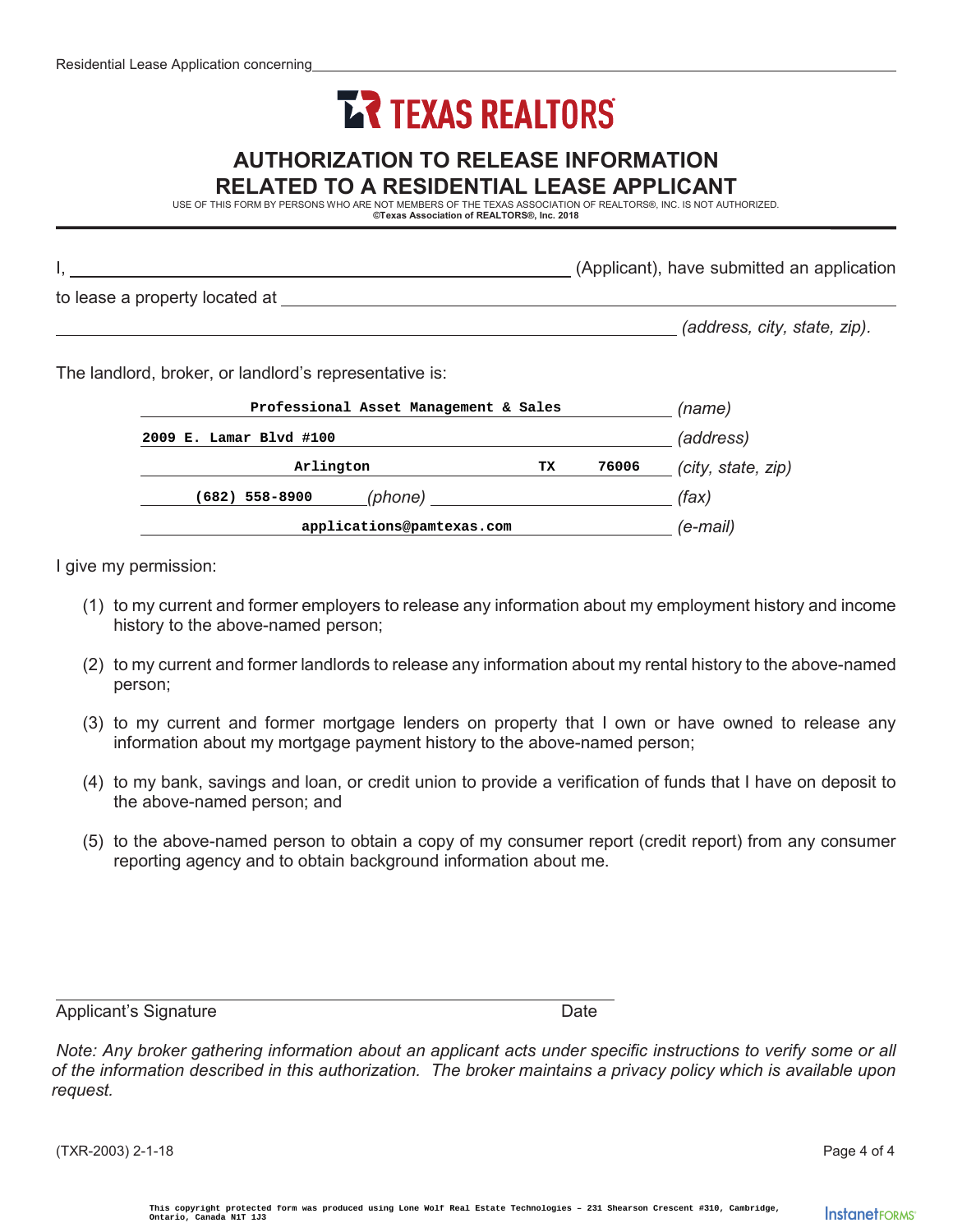Residential Lease Application concerning ____________________________________________

TEXAS REALTORS

# AUTHORIZATION TO RELEASE INFORMATION RELATED TO A RESIDENTIAL LEASE APPLICANT

USE OF THIS FORM BY PERSONS WHO ARE NOT MEMBERS OF THE TEXAS ASSOCIATION OF REALTORS®, INC. IS NOT AUTHORIZED.
**©Texas Association of REALTORS®, Inc. 2018**

---

I, ____________________________________________ (Applicant), have submitted an application to lease a property located at ____________________________________________ *(address, city, state, zip)*.

The landlord, broker, or landlord's representative is:

**Professional Asset Management & Sales** *(name)*
**2009 E. Lamar Blvd #100** *(address)*
**Arlington TX 76006** *(city, state, zip)*
**(682) 558-8900** *(phone)* ____________________ *(fax)*
**applications@pamtexas.com** *(e-mail)*

I give my permission:

(1) to my current and former employers to release any information about my employment history and income history to the above-named person;

(2) to my current and former landlords to release any information about my rental history to the above-named person;

(3) to my current and former mortgage lenders on property that I own or have owned to release any information about my mortgage payment history to the above-named person;

(4) to my bank, savings and loan, or credit union to provide a verification of funds that I have on deposit to the above-named person; and

(5) to the above-named person to obtain a copy of my consumer report (credit report) from any consumer reporting agency and to obtain background information about me.

____________________________________________
Applicant's Signature Date

*Note: Any broker gathering information about an applicant acts under specific instructions to verify some or all of the information described in this authorization. The broker maintains a privacy policy which is available upon request.*

(TXR-2003) 2-1-18

This copyright protected form was produced using Lone Wolf Real Estate Technologies – 231 Shearson Crescent #310, Cambridge, Ontario, Canada N1T 1J3

InstanetFORMS